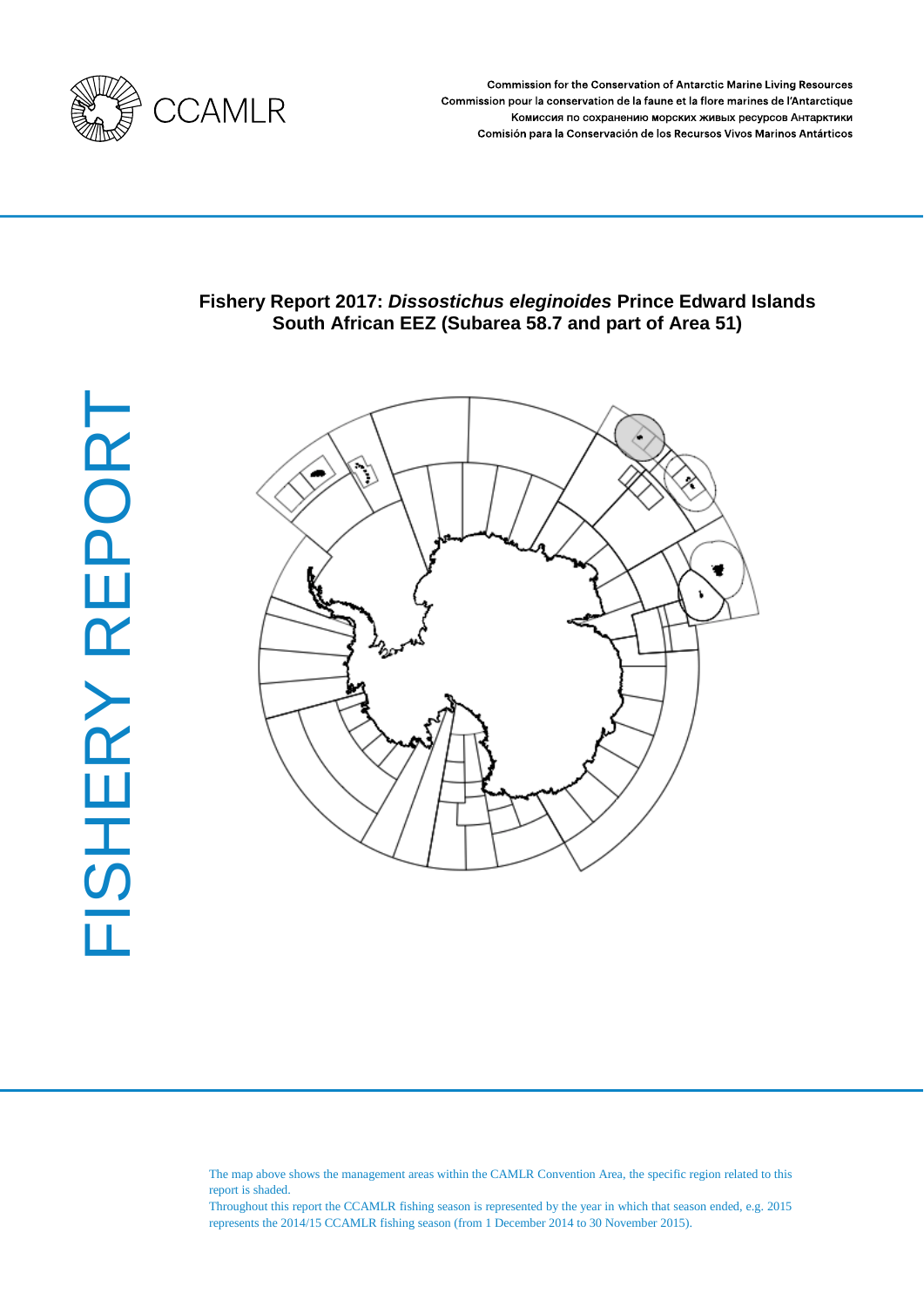Commission for the Conservation of Antarctic Marine Living Resources
Commission pour la conservation de la faune et la flore marines de l'Antarctique
Комиссия по сохранению морских живых ресурсов Антарктики
Comisión para la Conservación de los Recursos Vivos Marinos Antárticos

FISHERY REPORT

# Fishery Report 2017: *Dissostichus eleginoides* Prince Edward Islands South African EEZ (Subarea 58.7 and part of Area 51)

The map above shows the management areas within the CAMLR Convention Area, the specific region related to this report is shaded.

Throughout this report the CCAMLR fishing season is represented by the year in which that season ended, e.g. 2015 represents the 2014/15 CCAMLR fishing season (from 1 December 2014 to 30 November 2015).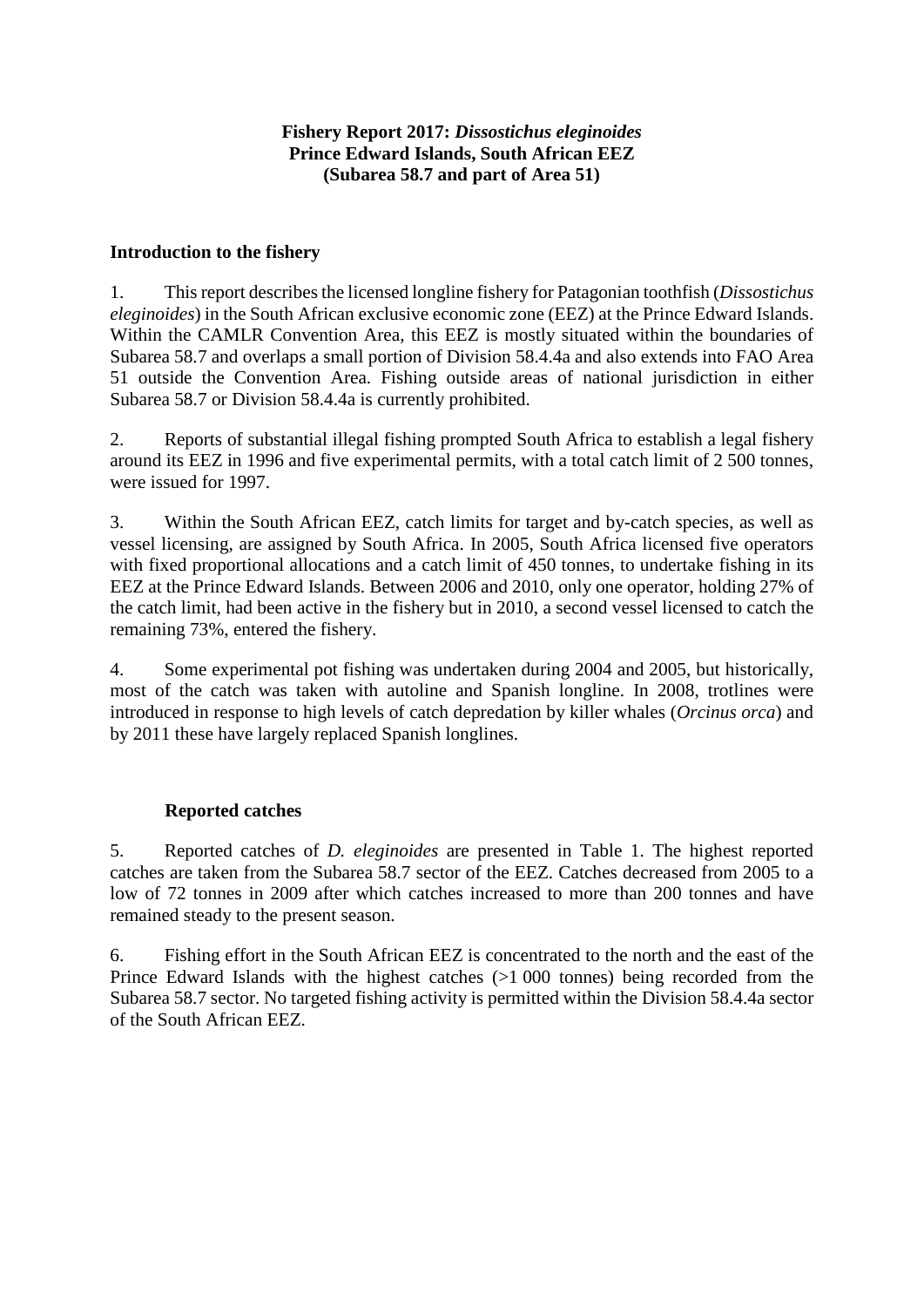**Fishery Report 2017: *Dissostichus eleginoides***
**Prince Edward Islands, South African EEZ**
**(Subarea 58.7 and part of Area 51)**

## Introduction to the fishery

1. This report describes the licensed longline fishery for Patagonian toothfish (*Dissostichus eleginoides*) in the South African exclusive economic zone (EEZ) at the Prince Edward Islands. Within the CAMLR Convention Area, this EEZ is mostly situated within the boundaries of Subarea 58.7 and overlaps a small portion of Division 58.4.4a and also extends into FAO Area 51 outside the Convention Area. Fishing outside areas of national jurisdiction in either Subarea 58.7 or Division 58.4.4a is currently prohibited.

2. Reports of substantial illegal fishing prompted South Africa to establish a legal fishery around its EEZ in 1996 and five experimental permits, with a total catch limit of 2 500 tonnes, were issued for 1997.

3. Within the South African EEZ, catch limits for target and by-catch species, as well as vessel licensing, are assigned by South Africa. In 2005, South Africa licensed five operators with fixed proportional allocations and a catch limit of 450 tonnes, to undertake fishing in its EEZ at the Prince Edward Islands. Between 2006 and 2010, only one operator, holding 27% of the catch limit, had been active in the fishery but in 2010, a second vessel licensed to catch the remaining 73%, entered the fishery.

4. Some experimental pot fishing was undertaken during 2004 and 2005, but historically, most of the catch was taken with autoline and Spanish longline. In 2008, trotlines were introduced in response to high levels of catch depredation by killer whales (*Orcinus orca*) and by 2011 these have largely replaced Spanish longlines.

### Reported catches

5. Reported catches of *D. eleginoides* are presented in Table 1. The highest reported catches are taken from the Subarea 58.7 sector of the EEZ. Catches decreased from 2005 to a low of 72 tonnes in 2009 after which catches increased to more than 200 tonnes and have remained steady to the present season.

6. Fishing effort in the South African EEZ is concentrated to the north and the east of the Prince Edward Islands with the highest catches (>1 000 tonnes) being recorded from the Subarea 58.7 sector. No targeted fishing activity is permitted within the Division 58.4.4a sector of the South African EEZ.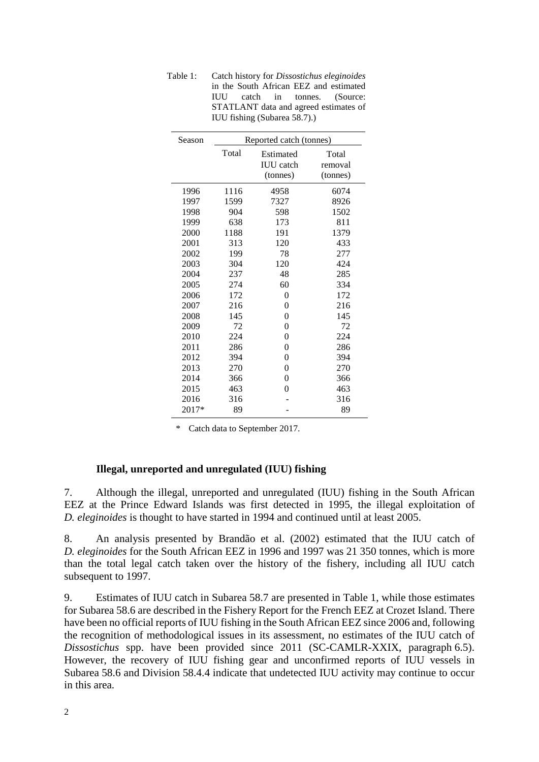Table 1: Catch history for *Dissostichus eleginoides* in the South African EEZ and estimated IUU catch in tonnes. (Source: STATLANT data and agreed estimates of IUU fishing (Subarea 58.7).)

| Season | Reported catch (tonnes) | | |
|---|---|---|---|
| | Total | Estimated IUU catch (tonnes) | Total removal (tonnes) |
| 1996 | 1116 | 4958 | 6074 |
| 1997 | 1599 | 7327 | 8926 |
| 1998 | 904 | 598 | 1502 |
| 1999 | 638 | 173 | 811 |
| 2000 | 1188 | 191 | 1379 |
| 2001 | 313 | 120 | 433 |
| 2002 | 199 | 78 | 277 |
| 2003 | 304 | 120 | 424 |
| 2004 | 237 | 48 | 285 |
| 2005 | 274 | 60 | 334 |
| 2006 | 172 | 0 | 172 |
| 2007 | 216 | 0 | 216 |
| 2008 | 145 | 0 | 145 |
| 2009 | 72 | 0 | 72 |
| 2010 | 224 | 0 | 224 |
| 2011 | 286 | 0 | 286 |
| 2012 | 394 | 0 | 394 |
| 2013 | 270 | 0 | 270 |
| 2014 | 366 | 0 | 366 |
| 2015 | 463 | 0 | 463 |
| 2016 | 316 | - | 316 |
| 2017* | 89 | - | 89 |

\* Catch data to September 2017.

### Illegal, unreported and unregulated (IUU) fishing

7. Although the illegal, unreported and unregulated (IUU) fishing in the South African EEZ at the Prince Edward Islands was first detected in 1995, the illegal exploitation of *D. eleginoides* is thought to have started in 1994 and continued until at least 2005.

8. An analysis presented by Brandão et al. (2002) estimated that the IUU catch of *D. eleginoides* for the South African EEZ in 1996 and 1997 was 21 350 tonnes, which is more than the total legal catch taken over the history of the fishery, including all IUU catch subsequent to 1997.

9. Estimates of IUU catch in Subarea 58.7 are presented in Table 1, while those estimates for Subarea 58.6 are described in the Fishery Report for the French EEZ at Crozet Island. There have been no official reports of IUU fishing in the South African EEZ since 2006 and, following the recognition of methodological issues in its assessment, no estimates of the IUU catch of *Dissostichus* spp. have been provided since 2011 (SC-CAMLR-XXIX, paragraph 6.5). However, the recovery of IUU fishing gear and unconfirmed reports of IUU vessels in Subarea 58.6 and Division 58.4.4 indicate that undetected IUU activity may continue to occur in this area.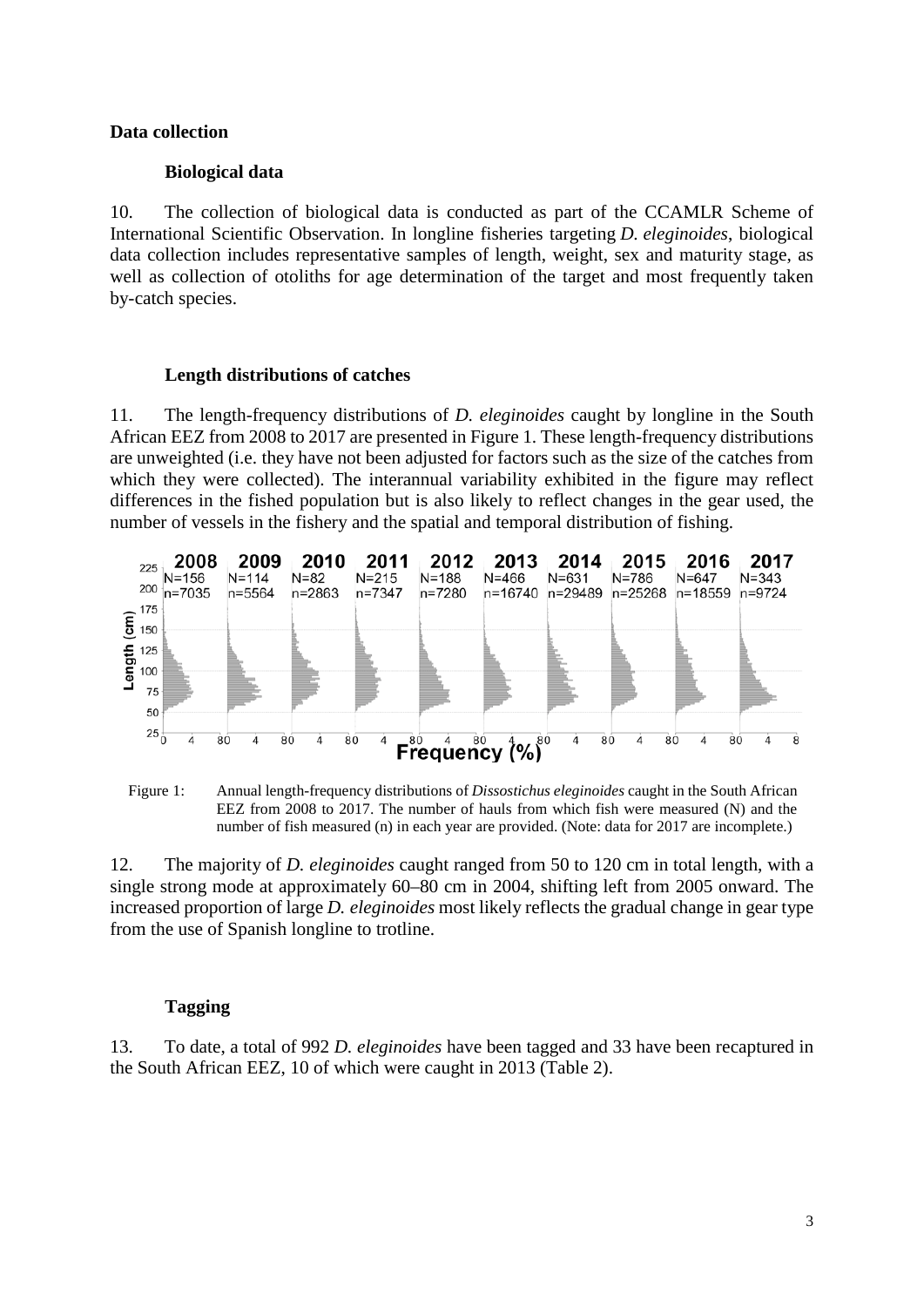**Data collection**

**Biological data**

10. The collection of biological data is conducted as part of the CCAMLR Scheme of International Scientific Observation. In longline fisheries targeting *D. eleginoides*, biological data collection includes representative samples of length, weight, sex and maturity stage, as well as collection of otoliths for age determination of the target and most frequently taken by-catch species.

**Length distributions of catches**

11. The length-frequency distributions of *D. eleginoides* caught by longline in the South African EEZ from 2008 to 2017 are presented in Figure 1. These length-frequency distributions are unweighted (i.e. they have not been adjusted for factors such as the size of the catches from which they were collected). The interannual variability exhibited in the figure may reflect differences in the fished population but is also likely to reflect changes in the gear used, the number of vessels in the fishery and the spatial and temporal distribution of fishing.

Figure 1: Annual length-frequency distributions of *Dissostichus eleginoides* caught in the South African EEZ from 2008 to 2017. The number of hauls from which fish were measured (N) and the number of fish measured (n) in each year are provided. (Note: data for 2017 are incomplete.)

12. The majority of *D. eleginoides* caught ranged from 50 to 120 cm in total length, with a single strong mode at approximately 60–80 cm in 2004, shifting left from 2005 onward. The increased proportion of large *D. eleginoides* most likely reflects the gradual change in gear type from the use of Spanish longline to trotline.

**Tagging**

13. To date, a total of 992 *D. eleginoides* have been tagged and 33 have been recaptured in the South African EEZ, 10 of which were caught in 2013 (Table 2).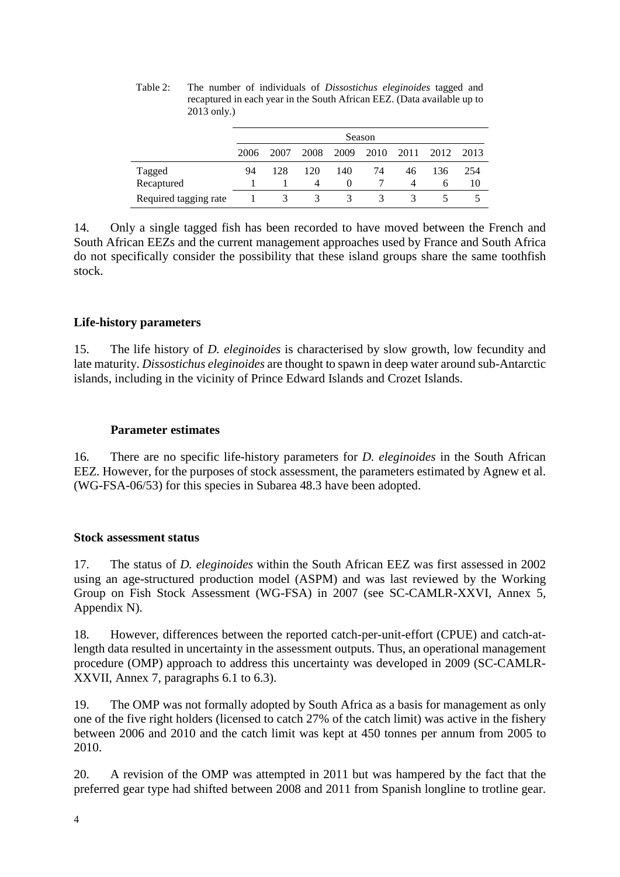Table 2: The number of individuals of *Dissostichus eleginoides* tagged and recaptured in each year in the South African EEZ. (Data available up to 2013 only.)

| | Season | | | | | | | |
|---|---|---|---|---|---|---|---|---|
| | 2006 | 2007 | 2008 | 2009 | 2010 | 2011 | 2012 | 2013 |
| Tagged | 94 | 128 | 120 | 140 | 74 | 46 | 136 | 254 |
| Recaptured | 1 | 1 | 4 | 0 | 7 | 4 | 6 | 10 |
| Required tagging rate | 1 | 3 | 3 | 3 | 3 | 3 | 5 | 5 |

14. Only a single tagged fish has been recorded to have moved between the French and South African EEZs and the current management approaches used by France and South Africa do not specifically consider the possibility that these island groups share the same toothfish stock.

## Life-history parameters

15. The life history of *D. eleginoides* is characterised by slow growth, low fecundity and late maturity. *Dissostichus eleginoides* are thought to spawn in deep water around sub-Antarctic islands, including in the vicinity of Prince Edward Islands and Crozet Islands.

### Parameter estimates

16. There are no specific life-history parameters for *D. eleginoides* in the South African EEZ. However, for the purposes of stock assessment, the parameters estimated by Agnew et al. (WG-FSA-06/53) for this species in Subarea 48.3 have been adopted.

## Stock assessment status

17. The status of *D. eleginoides* within the South African EEZ was first assessed in 2002 using an age-structured production model (ASPM) and was last reviewed by the Working Group on Fish Stock Assessment (WG-FSA) in 2007 (see SC-CAMLR-XXVI, Annex 5, Appendix N).

18. However, differences between the reported catch-per-unit-effort (CPUE) and catch-at-length data resulted in uncertainty in the assessment outputs. Thus, an operational management procedure (OMP) approach to address this uncertainty was developed in 2009 (SC-CAMLR-XXVII, Annex 7, paragraphs 6.1 to 6.3).

19. The OMP was not formally adopted by South Africa as a basis for management as only one of the five right holders (licensed to catch 27% of the catch limit) was active in the fishery between 2006 and 2010 and the catch limit was kept at 450 tonnes per annum from 2005 to 2010.

20. A revision of the OMP was attempted in 2011 but was hampered by the fact that the preferred gear type had shifted between 2008 and 2011 from Spanish longline to trotline gear.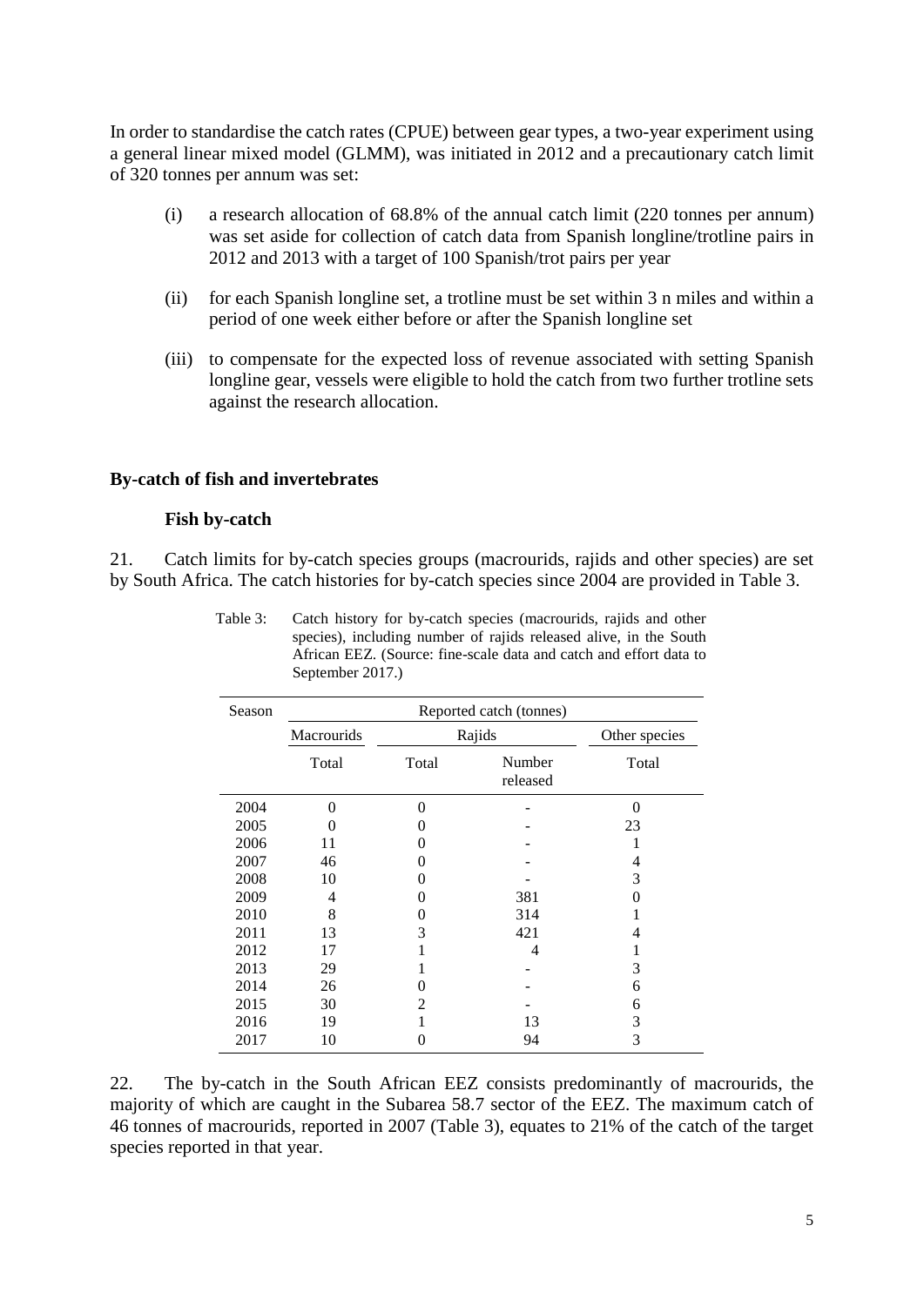In order to standardise the catch rates (CPUE) between gear types, a two-year experiment using a general linear mixed model (GLMM), was initiated in 2012 and a precautionary catch limit of 320 tonnes per annum was set:

(i) a research allocation of 68.8% of the annual catch limit (220 tonnes per annum) was set aside for collection of catch data from Spanish longline/trotline pairs in 2012 and 2013 with a target of 100 Spanish/trot pairs per year

(ii) for each Spanish longline set, a trotline must be set within 3 n miles and within a period of one week either before or after the Spanish longline set

(iii) to compensate for the expected loss of revenue associated with setting Spanish longline gear, vessels were eligible to hold the catch from two further trotline sets against the research allocation.

## By-catch of fish and invertebrates

### Fish by-catch

21. Catch limits for by-catch species groups (macrourids, rajids and other species) are set by South Africa. The catch histories for by-catch species since 2004 are provided in Table 3.

Table 3: Catch history for by-catch species (macrourids, rajids and other species), including number of rajids released alive, in the South African EEZ. (Source: fine-scale data and catch and effort data to September 2017.)

| Season | Reported catch (tonnes) | | | |
|---|---|---|---|---|
| | Macrourids | Rajids | | Other species |
| | Total | Total | Number released | Total |
| 2004 | 0 | 0 | - | 0 |
| 2005 | 0 | 0 | - | 23 |
| 2006 | 11 | 0 | - | 1 |
| 2007 | 46 | 0 | - | 4 |
| 2008 | 10 | 0 | - | 3 |
| 2009 | 4 | 0 | 381 | 0 |
| 2010 | 8 | 0 | 314 | 1 |
| 2011 | 13 | 3 | 421 | 4 |
| 2012 | 17 | 1 | 4 | 1 |
| 2013 | 29 | 1 | - | 3 |
| 2014 | 26 | 0 | - | 6 |
| 2015 | 30 | 2 | - | 6 |
| 2016 | 19 | 1 | 13 | 3 |
| 2017 | 10 | 0 | 94 | 3 |

22. The by-catch in the South African EEZ consists predominantly of macrourids, the majority of which are caught in the Subarea 58.7 sector of the EEZ. The maximum catch of 46 tonnes of macrourids, reported in 2007 (Table 3), equates to 21% of the catch of the target species reported in that year.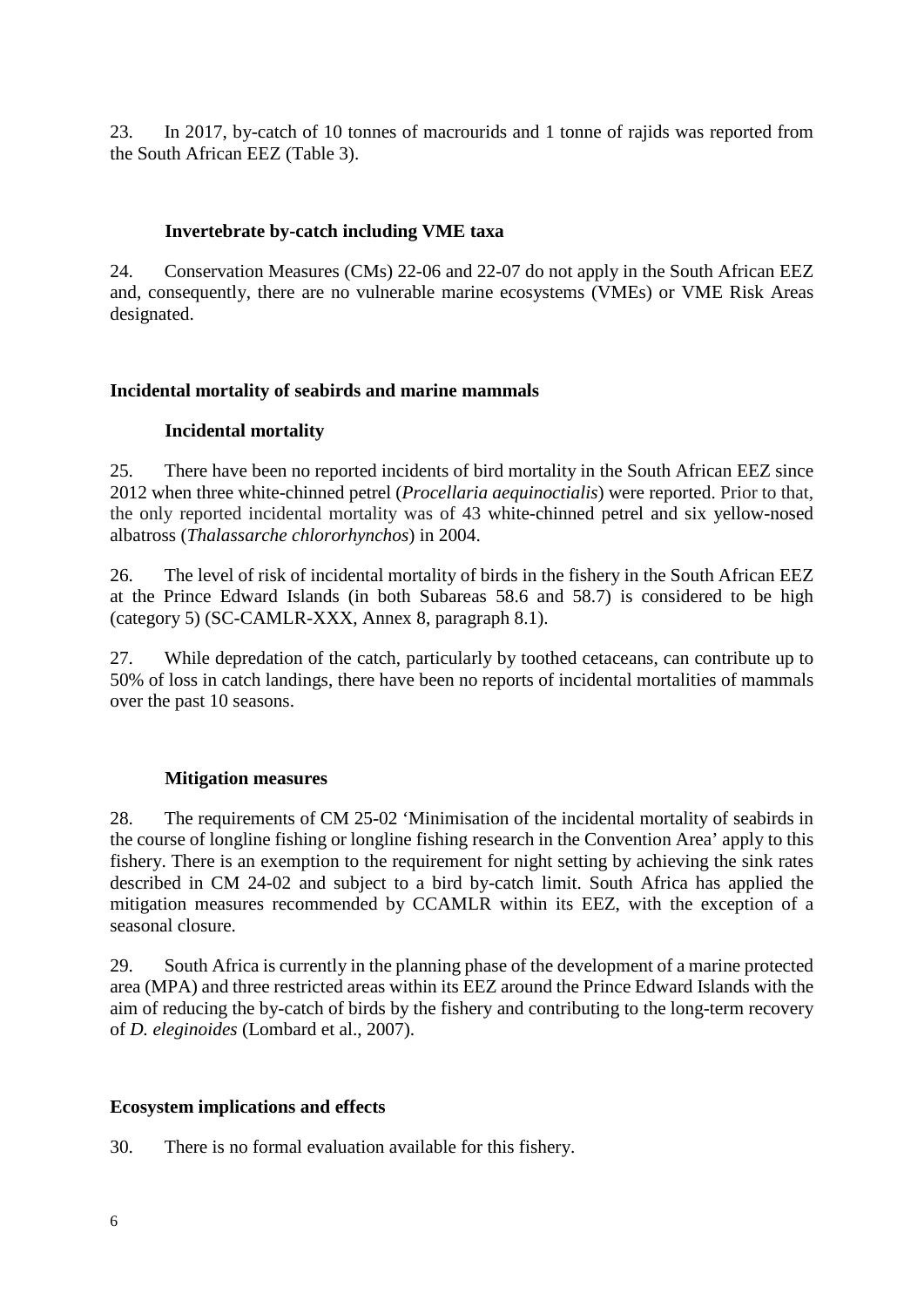23. In 2017, by-catch of 10 tonnes of macrourids and 1 tonne of rajids was reported from the South African EEZ (Table 3).

### Invertebrate by-catch including VME taxa

24. Conservation Measures (CMs) 22-06 and 22-07 do not apply in the South African EEZ and, consequently, there are no vulnerable marine ecosystems (VMEs) or VME Risk Areas designated.

## Incidental mortality of seabirds and marine mammals

### Incidental mortality

25. There have been no reported incidents of bird mortality in the South African EEZ since 2012 when three white-chinned petrel (*Procellaria aequinoctialis*) were reported. Prior to that, the only reported incidental mortality was of 43 white-chinned petrel and six yellow-nosed albatross (*Thalassarche chlororhynchos*) in 2004.

26. The level of risk of incidental mortality of birds in the fishery in the South African EEZ at the Prince Edward Islands (in both Subareas 58.6 and 58.7) is considered to be high (category 5) (SC-CAMLR-XXX, Annex 8, paragraph 8.1).

27. While depredation of the catch, particularly by toothed cetaceans, can contribute up to 50% of loss in catch landings, there have been no reports of incidental mortalities of mammals over the past 10 seasons.

### Mitigation measures

28. The requirements of CM 25-02 'Minimisation of the incidental mortality of seabirds in the course of longline fishing or longline fishing research in the Convention Area' apply to this fishery. There is an exemption to the requirement for night setting by achieving the sink rates described in CM 24-02 and subject to a bird by-catch limit. South Africa has applied the mitigation measures recommended by CCAMLR within its EEZ, with the exception of a seasonal closure.

29. South Africa is currently in the planning phase of the development of a marine protected area (MPA) and three restricted areas within its EEZ around the Prince Edward Islands with the aim of reducing the by-catch of birds by the fishery and contributing to the long-term recovery of *D. eleginoides* (Lombard et al., 2007).

## Ecosystem implications and effects

30. There is no formal evaluation available for this fishery.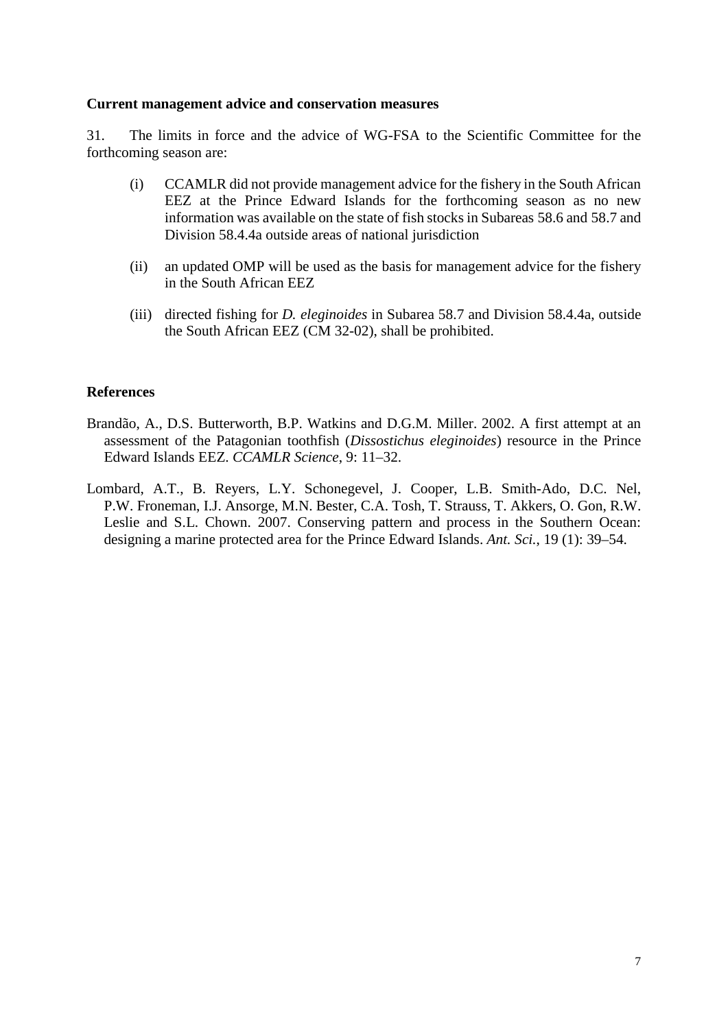### Current management advice and conservation measures

31. The limits in force and the advice of WG-FSA to the Scientific Committee for the forthcoming season are:

(i) CCAMLR did not provide management advice for the fishery in the South African EEZ at the Prince Edward Islands for the forthcoming season as no new information was available on the state of fish stocks in Subareas 58.6 and 58.7 and Division 58.4.4a outside areas of national jurisdiction

(ii) an updated OMP will be used as the basis for management advice for the fishery in the South African EEZ

(iii) directed fishing for *D. eleginoides* in Subarea 58.7 and Division 58.4.4a, outside the South African EEZ (CM 32-02), shall be prohibited.

### References

Brandão, A., D.S. Butterworth, B.P. Watkins and D.G.M. Miller. 2002. A first attempt at an assessment of the Patagonian toothfish (*Dissostichus eleginoides*) resource in the Prince Edward Islands EEZ. *CCAMLR Science*, 9: 11–32.

Lombard, A.T., B. Reyers, L.Y. Schonegevel, J. Cooper, L.B. Smith-Ado, D.C. Nel, P.W. Froneman, I.J. Ansorge, M.N. Bester, C.A. Tosh, T. Strauss, T. Akkers, O. Gon, R.W. Leslie and S.L. Chown. 2007. Conserving pattern and process in the Southern Ocean: designing a marine protected area for the Prince Edward Islands. *Ant. Sci.*, 19 (1): 39–54.